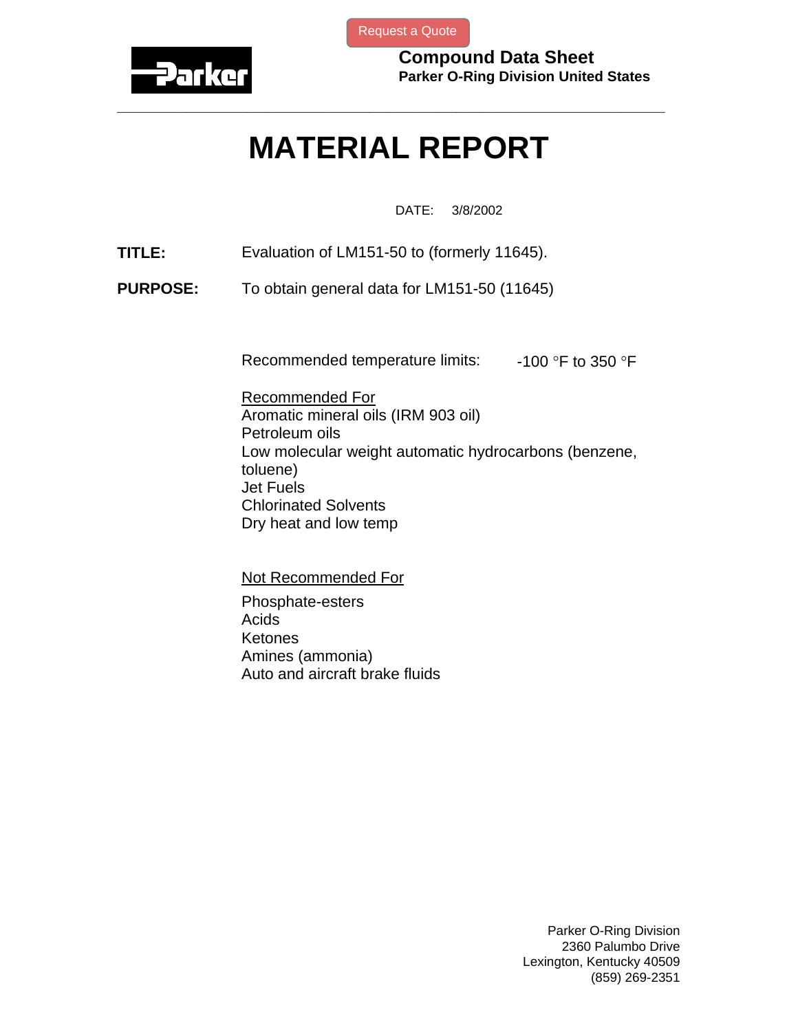Request a Quote

**Parker**

**Compound Data Sheet**
**Parker O-Ring Division United States**

---

# MATERIAL REPORT

DATE: 3/8/2002

**TITLE:** Evaluation of LM151-50 to (formerly 11645).

**PURPOSE:** To obtain general data for LM151-50 (11645)

Recommended temperature limits: -100 °F to 350 °F

<u>Recommended For</u>

Aromatic mineral oils (IRM 903 oil)
Petroleum oils
Low molecular weight automatic hydrocarbons (benzene, toluene)
Jet Fuels
Chlorinated Solvents
Dry heat and low temp

<u>Not Recommended For</u>

Phosphate-esters
Acids
Ketones
Amines (ammonia)
Auto and aircraft brake fluids

Parker O-Ring Division
2360 Palumbo Drive
Lexington, Kentucky 40509
(859) 269-2351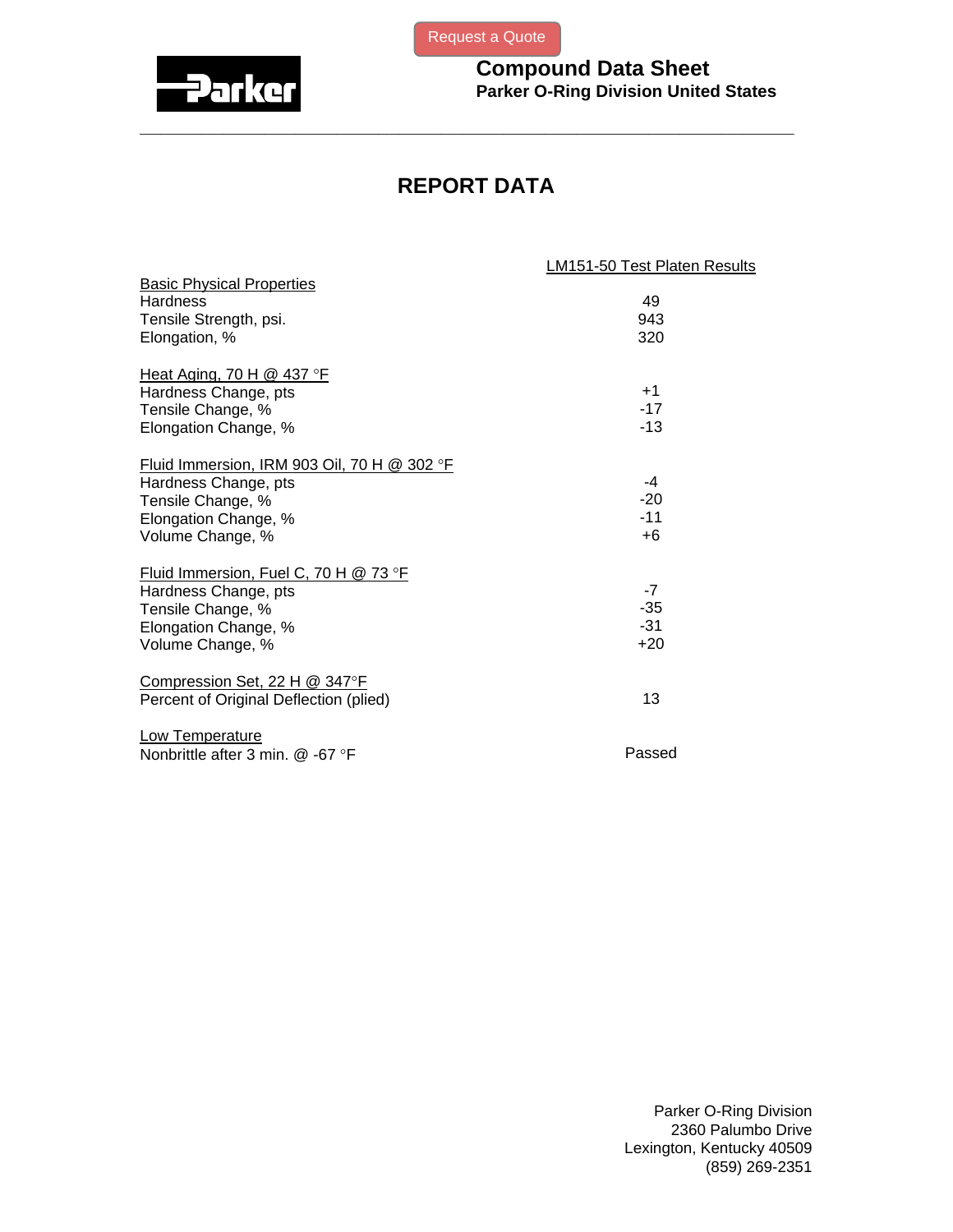Request a Quote

**Compound Data Sheet**
**Parker O-Ring Division United States**

# REPORT DATA

| | LM151-50 Test Platen Results |
|---|---|
| **Basic Physical Properties** | |
| Hardness | 49 |
| Tensile Strength, psi. | 943 |
| Elongation, % | 320 |
| **Heat Aging, 70 H @ 437 °F** | |
| Hardness Change, pts | +1 |
| Tensile Change, % | -17 |
| Elongation Change, % | -13 |
| **Fluid Immersion, IRM 903 Oil, 70 H @ 302 °F** | |
| Hardness Change, pts | -4 |
| Tensile Change, % | -20 |
| Elongation Change, % | -11 |
| Volume Change, % | +6 |
| **Fluid Immersion, Fuel C, 70 H @ 73 °F** | |
| Hardness Change, pts | -7 |
| Tensile Change, % | -35 |
| Elongation Change, % | -31 |
| Volume Change, % | +20 |
| **Compression Set, 22 H @ 347°F** | |
| Percent of Original Deflection (plied) | 13 |
| **Low Temperature** | |
| Nonbrittle after 3 min. @ -67 °F | Passed |

Parker O-Ring Division
2360 Palumbo Drive
Lexington, Kentucky 40509
(859) 269-2351